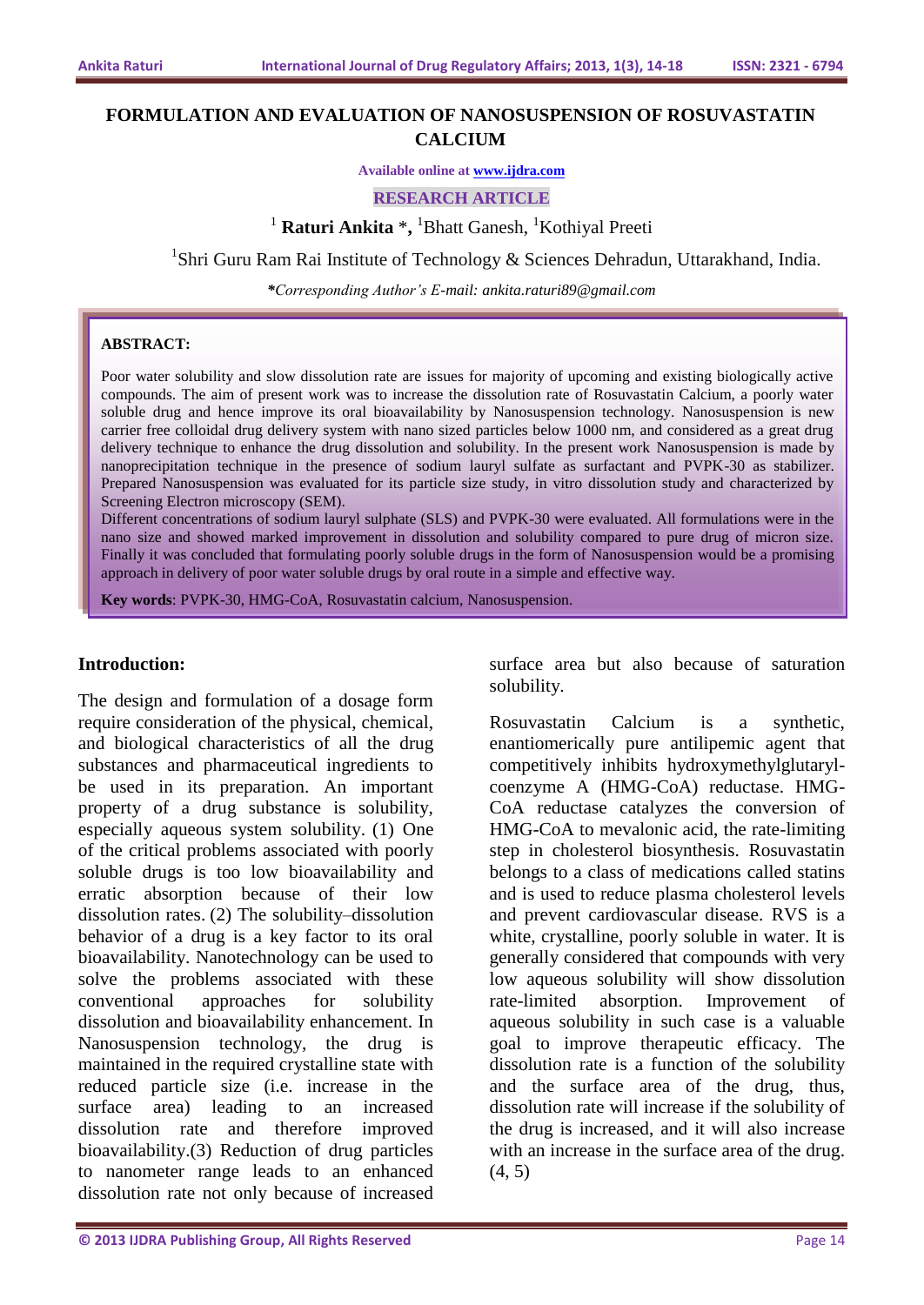# FORMULATION AND EVALUATION OF NANOSUSPENSION OF ROSUVASTATIN CALCIUM

**Available online at [www.ijdra.com](http://www.ijdra.com)**

**RESEARCH ARTICLE**

[1] **Raturi Ankita** *, [1]Bhatt Ganesh, [1]Kothiyal Preeti

[1]Shri Guru Ram Rai Institute of Technology & Sciences Dehradun, Uttarakhand, India.

****Corresponding Author's E-mail: ankita.raturi89@gmail.com***

**ABSTRACT:**

Poor water solubility and slow dissolution rate are issues for majority of upcoming and existing biologically active compounds. The aim of present work was to increase the dissolution rate of Rosuvastatin Calcium, a poorly water soluble drug and hence improve its oral bioavailability by Nanosuspension technology. Nanosuspension is new carrier free colloidal drug delivery system with nano sized particles below 1000 nm, and considered as a great drug delivery technique to enhance the drug dissolution and solubility. In the present work Nanosuspension is made by nanoprecipitation technique in the presence of sodium lauryl sulfate as surfactant and PVPK-30 as stabilizer. Prepared Nanosuspension was evaluated for its particle size study, in vitro dissolution study and characterized by Screening Electron microscopy (SEM).

Different concentrations of sodium lauryl sulphate (SLS) and PVPK-30 were evaluated. All formulations were in the nano size and showed marked improvement in dissolution and solubility compared to pure drug of micron size. Finally it was concluded that formulating poorly soluble drugs in the form of Nanosuspension would be a promising approach in delivery of poor water soluble drugs by oral route in a simple and effective way.

**Key words**: PVPK-30, HMG-CoA, Rosuvastatin calcium, Nanosuspension.

## Introduction:

The design and formulation of a dosage form require consideration of the physical, chemical, and biological characteristics of all the drug substances and pharmaceutical ingredients to be used in its preparation. An important property of a drug substance is solubility, especially aqueous system solubility. (1) One of the critical problems associated with poorly soluble drugs is too low bioavailability and erratic absorption because of their low dissolution rates. (2) The solubility–dissolution behavior of a drug is a key factor to its oral bioavailability. Nanotechnology can be used to solve the problems associated with these conventional approaches for solubility dissolution and bioavailability enhancement. In Nanosuspension technology, the drug is maintained in the required crystalline state with reduced particle size (i.e. increase in the surface area) leading to an increased dissolution rate and therefore improved bioavailability.(3) Reduction of drug particles to nanometer range leads to an enhanced dissolution rate not only because of increased surface area but also because of saturation solubility.

Rosuvastatin Calcium is a synthetic, enantiomerically pure antilipemic agent that competitively inhibits hydroxymethylglutaryl-coenzyme A (HMG-CoA) reductase. HMG-CoA reductase catalyzes the conversion of HMG-CoA to mevalonic acid, the rate-limiting step in cholesterol biosynthesis. Rosuvastatin belongs to a class of medications called statins and is used to reduce plasma cholesterol levels and prevent cardiovascular disease. RVS is a white, crystalline, poorly soluble in water. It is generally considered that compounds with very low aqueous solubility will show dissolution rate-limited absorption. Improvement of aqueous solubility in such case is a valuable goal to improve therapeutic efficacy. The dissolution rate is a function of the solubility and the surface area of the drug, thus, dissolution rate will increase if the solubility of the drug is increased, and it will also increase with an increase in the surface area of the drug. (4, 5)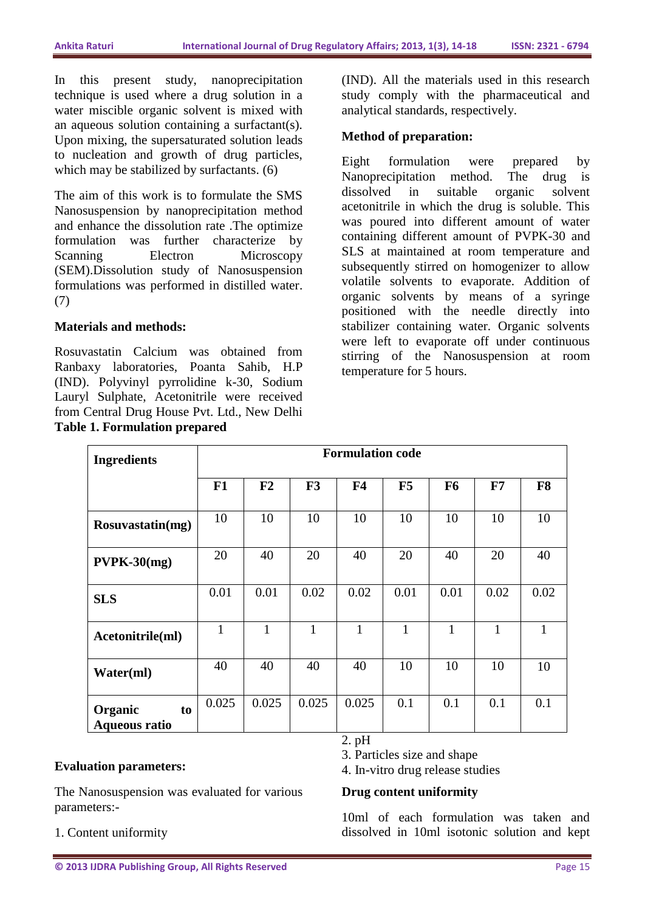In this present study, nanoprecipitation technique is used where a drug solution in a water miscible organic solvent is mixed with an aqueous solution containing a surfactant(s). Upon mixing, the supersaturated solution leads to nucleation and growth of drug particles, which may be stabilized by surfactants. (6)

The aim of this work is to formulate the SMS Nanosuspension by nanoprecipitation method and enhance the dissolution rate .The optimize formulation was further characterize by Scanning Electron Microscopy (SEM).Dissolution study of Nanosuspension formulations was performed in distilled water. (7)

**Materials and methods:**

Rosuvastatin Calcium was obtained from Ranbaxy laboratories, Poanta Sahib, H.P (IND). Polyvinyl pyrrolidine k-30, Sodium Lauryl Sulphate, Acetonitrile were received from Central Drug House Pvt. Ltd., New Delhi (IND). All the materials used in this research study comply with the pharmaceutical and analytical standards, respectively.

**Method of preparation:**

Eight formulation were prepared by Nanoprecipitation method. The drug is dissolved in suitable organic solvent acetonitrile in which the drug is soluble. This was poured into different amount of water containing different amount of PVPK-30 and SLS at maintained at room temperature and subsequently stirred on homogenizer to allow volatile solvents to evaporate. Addition of organic solvents by means of a syringe positioned with the needle directly into stabilizer containing water. Organic solvents were left to evaporate off under continuous stirring of the Nanosuspension at room temperature for 5 hours.

**Table 1. Formulation prepared**

| Ingredients | Formulation code | | | | | | | |
|---|---|---|---|---|---|---|---|---|
| | F1 | F2 | F3 | F4 | F5 | F6 | F7 | F8 |
| Rosuvastatin(mg) | 10 | 10 | 10 | 10 | 10 | 10 | 10 | 10 |
| PVPK-30(mg) | 20 | 40 | 20 | 40 | 20 | 40 | 20 | 40 |
| SLS | 0.01 | 0.01 | 0.02 | 0.02 | 0.01 | 0.01 | 0.02 | 0.02 |
| Acetonitrile(ml) | 1 | 1 | 1 | 1 | 1 | 1 | 1 | 1 |
| Water(ml) | 40 | 40 | 40 | 40 | 10 | 10 | 10 | 10 |
| Organic to Aqueous ratio | 0.025 | 0.025 | 0.025 | 0.025 | 0.1 | 0.1 | 0.1 | 0.1 |

**Evaluation parameters:**

The Nanosuspension was evaluated for various parameters:-

1. Content uniformity
2. pH
3. Particles size and shape
4. In-vitro drug release studies

**Drug content uniformity**

10ml of each formulation was taken and dissolved in 10ml isotonic solution and kept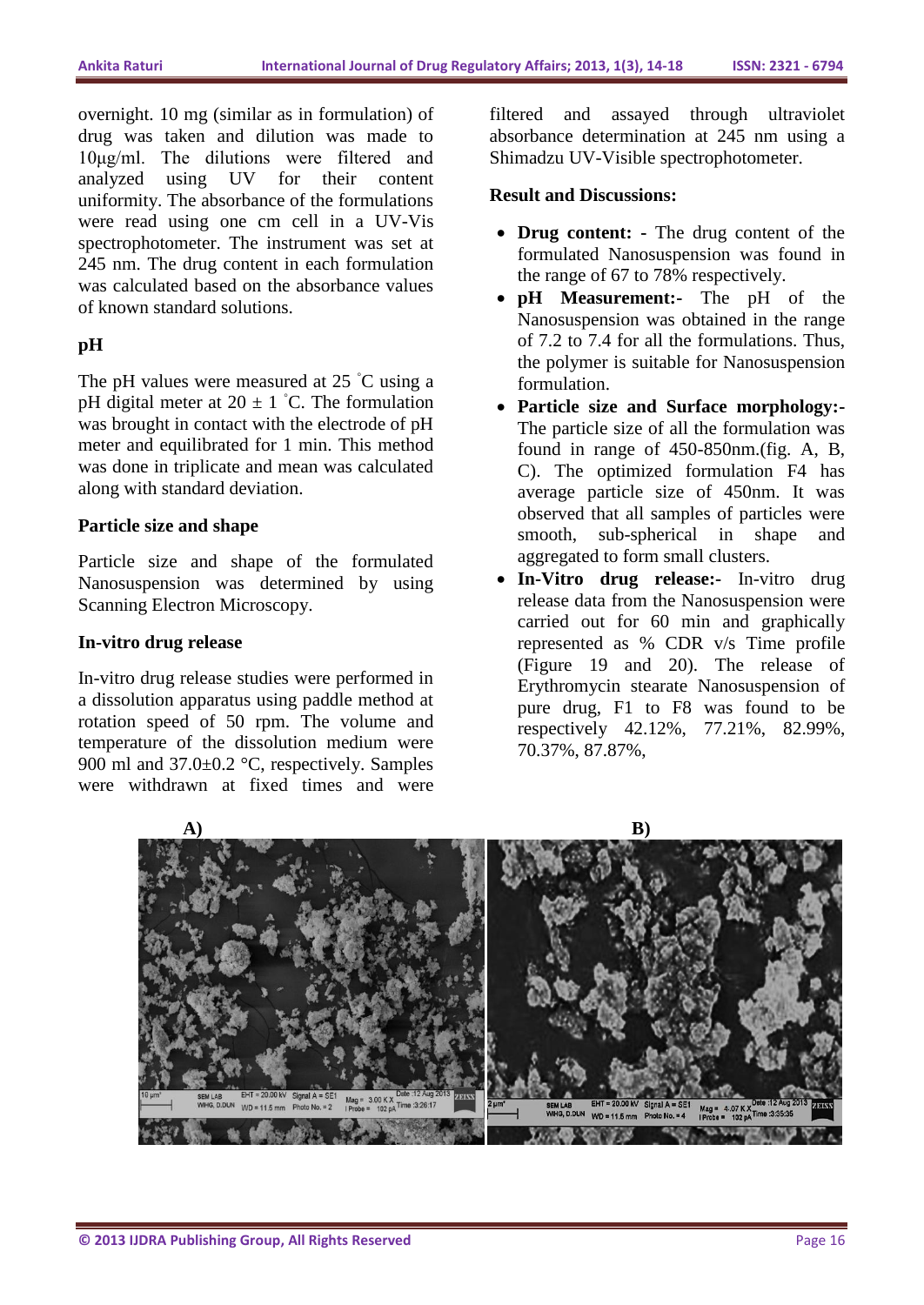overnight. 10 mg (similar as in formulation) of drug was taken and dilution was made to 10μg/ml. The dilutions were filtered and analyzed using UV for their content uniformity. The absorbance of the formulations were read using one cm cell in a UV-Vis spectrophotometer. The instrument was set at 245 nm. The drug content in each formulation was calculated based on the absorbance values of known standard solutions.

### pH

The pH values were measured at 25 ˚C using a pH digital meter at 20 ± 1 ˚C. The formulation was brought in contact with the electrode of pH meter and equilibrated for 1 min. This method was done in triplicate and mean was calculated along with standard deviation.

### Particle size and shape

Particle size and shape of the formulated Nanosuspension was determined by using Scanning Electron Microscopy.

### In-vitro drug release

In-vitro drug release studies were performed in a dissolution apparatus using paddle method at rotation speed of 50 rpm. The volume and temperature of the dissolution medium were 900 ml and 37.0±0.2 °C, respectively. Samples were withdrawn at fixed times and were filtered and assayed through ultraviolet absorbance determination at 245 nm using a Shimadzu UV-Visible spectrophotometer.

### Result and Discussions:

- **Drug content: -** The drug content of the formulated Nanosuspension was found in the range of 67 to 78% respectively.
- **pH Measurement:-** The pH of the Nanosuspension was obtained in the range of 7.2 to 7.4 for all the formulations. Thus, the polymer is suitable for Nanosuspension formulation.
- **Particle size and Surface morphology:-** The particle size of all the formulation was found in range of 450-850nm.(fig. A, B, C). The optimized formulation F4 has average particle size of 450nm. It was observed that all samples of particles were smooth, sub-spherical in shape and aggregated to form small clusters.
- **In-Vitro drug release:-** In-vitro drug release data from the Nanosuspension were carried out for 60 min and graphically represented as % CDR v/s Time profile (Figure 19 and 20). The release of Erythromycin stearate Nanosuspension of pure drug, F1 to F8 was found to be respectively 42.12%, 77.21%, 82.99%, 70.37%, 87.87%,

A) B)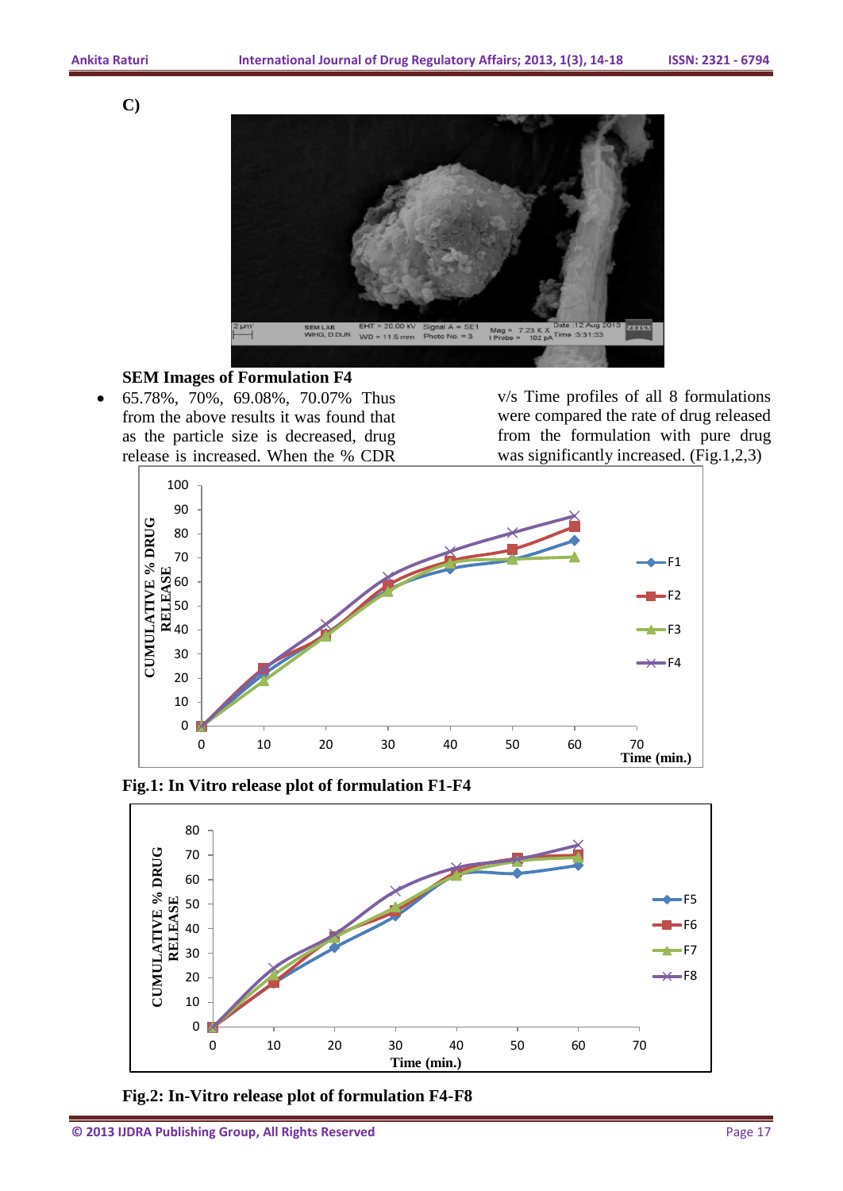C)

**SEM Images of Formulation F4**

- 65.78%, 70%, 69.08%, 70.07% Thus from the above results it was found that as the particle size is decreased, drug release is increased. When the % CDR v/s Time profiles of all 8 formulations were compared the rate of drug released from the formulation with pure drug was significantly increased. (Fig.1,2,3)

**Fig.1: In Vitro release plot of formulation F1-F4**

**Fig.2: In-Vitro release plot of formulation F4-F8**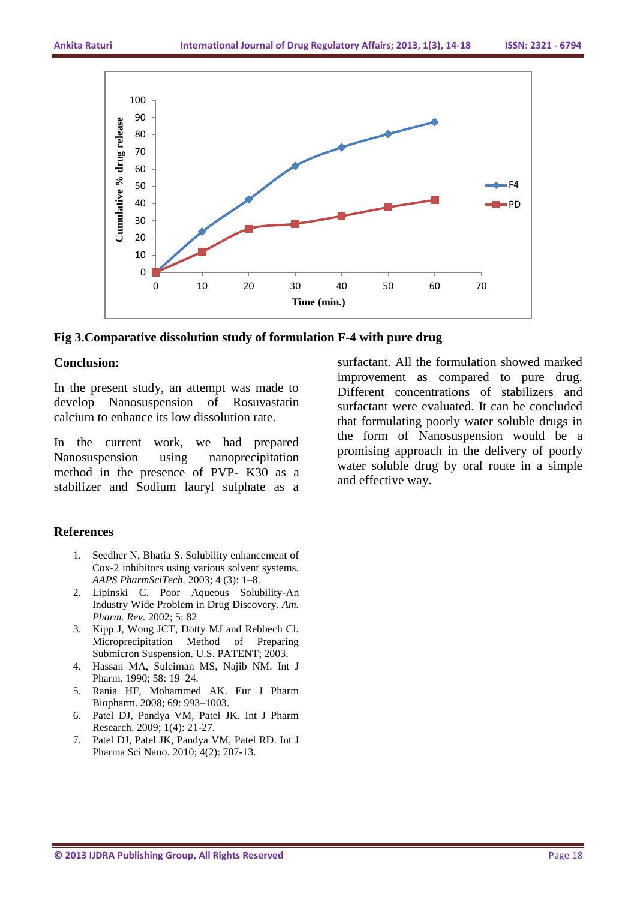Cumulative % drug release

100
90
80
70
60
50
40
30
20
10
0

0 10 20 30 40 50 60 70

Time (min.)

F4
PD

**Fig 3.Comparative dissolution study of formulation F-4 with pure drug**

## Conclusion:

In the present study, an attempt was made to develop Nanosuspension of Rosuvastatin calcium to enhance its low dissolution rate.

In the current work, we had prepared Nanosuspension using nanoprecipitation method in the presence of PVP- K30 as a stabilizer and Sodium lauryl sulphate as a surfactant. All the formulation showed marked improvement as compared to pure drug. Different concentrations of stabilizers and surfactant were evaluated. It can be concluded that formulating poorly water soluble drugs in the form of Nanosuspension would be a promising approach in the delivery of poorly water soluble drug by oral route in a simple and effective way.

## References

1. Seedher N, Bhatia S. Solubility enhancement of Cox-2 inhibitors using various solvent systems. *AAPS PharmSciTech.* 2003; 4 (3): 1–8.
2. Lipinski C. Poor Aqueous Solubility-An Industry Wide Problem in Drug Discovery. *Am. Pharm. Rev.* 2002; 5: 82
3. Kipp J, Wong JCT, Dotty MJ and Rebbech Cl. Microprecipitation Method of Preparing Submicron Suspension. U.S. PATENT; 2003.
4. Hassan MA, Suleiman MS, Najib NM. Int J Pharm. 1990; 58: 19–24.
5. Rania HF, Mohammed AK. Eur J Pharm Biopharm. 2008; 69: 993–1003.
6. Patel DJ, Pandya VM, Patel JK. Int J Pharm Research. 2009; 1(4): 21-27.
7. Patel DJ, Patel JK, Pandya VM, Patel RD. Int J Pharma Sci Nano. 2010; 4(2): 707-13.